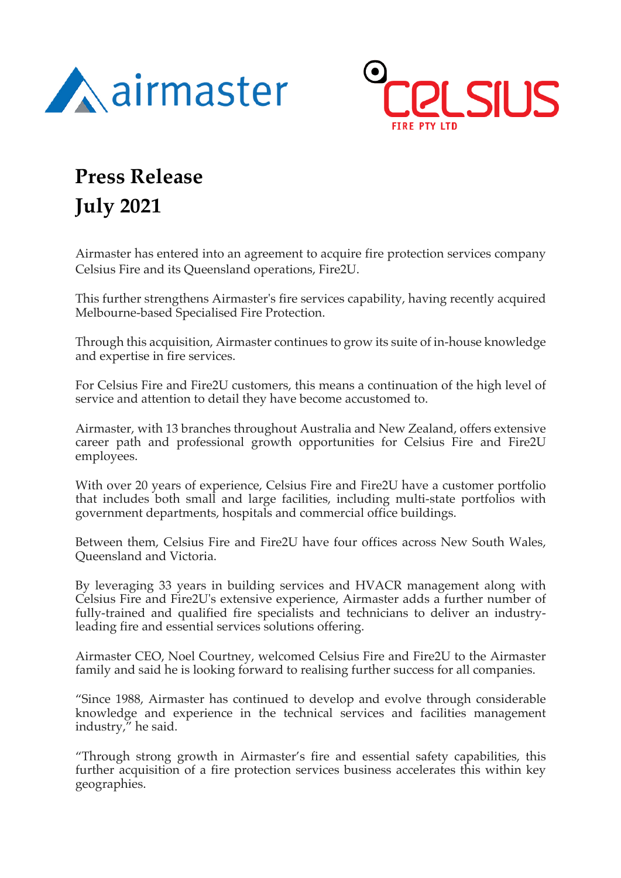# Press Release
# July 2021

Airmaster has entered into an agreement to acquire fire protection services company Celsius Fire and its Queensland operations, Fire2U.

This further strengthens Airmaster's fire services capability, having recently acquired Melbourne-based Specialised Fire Protection.

Through this acquisition, Airmaster continues to grow its suite of in-house knowledge and expertise in fire services.

For Celsius Fire and Fire2U customers, this means a continuation of the high level of service and attention to detail they have become accustomed to.

Airmaster, with 13 branches throughout Australia and New Zealand, offers extensive career path and professional growth opportunities for Celsius Fire and Fire2U employees.

With over 20 years of experience, Celsius Fire and Fire2U have a customer portfolio that includes both small and large facilities, including multi-state portfolios with government departments, hospitals and commercial office buildings.

Between them, Celsius Fire and Fire2U have four offices across New South Wales, Queensland and Victoria.

By leveraging 33 years in building services and HVACR management along with Celsius Fire and Fire2U's extensive experience, Airmaster adds a further number of fully-trained and qualified fire specialists and technicians to deliver an industry-leading fire and essential services solutions offering.

Airmaster CEO, Noel Courtney, welcomed Celsius Fire and Fire2U to the Airmaster family and said he is looking forward to realising further success for all companies.

"Since 1988, Airmaster has continued to develop and evolve through considerable knowledge and experience in the technical services and facilities management industry," he said.

"Through strong growth in Airmaster's fire and essential safety capabilities, this further acquisition of a fire protection services business accelerates this within key geographies.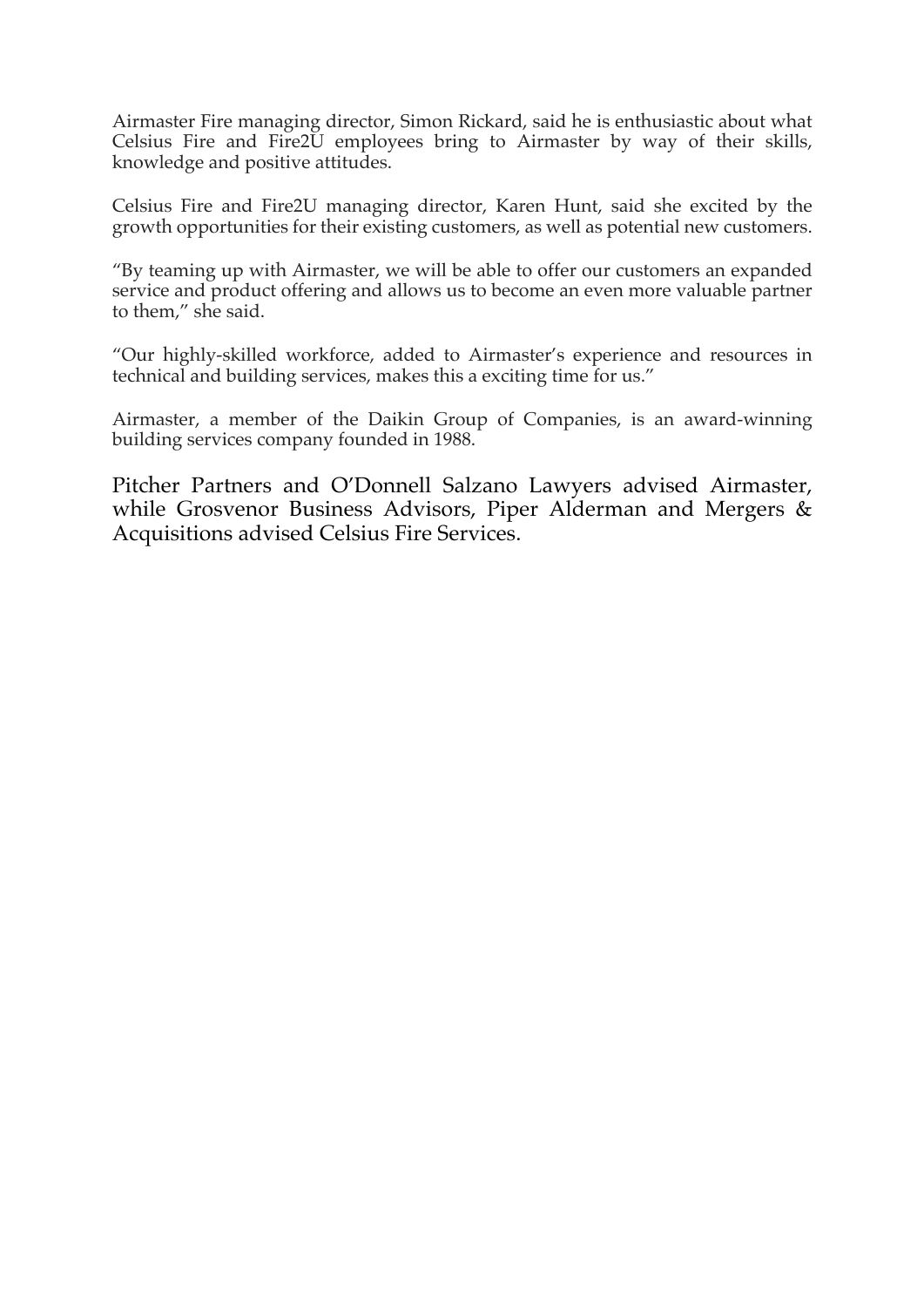Airmaster Fire managing director, Simon Rickard, said he is enthusiastic about what Celsius Fire and Fire2U employees bring to Airmaster by way of their skills, knowledge and positive attitudes.

Celsius Fire and Fire2U managing director, Karen Hunt, said she excited by the growth opportunities for their existing customers, as well as potential new customers.

"By teaming up with Airmaster, we will be able to offer our customers an expanded service and product offering and allows us to become an even more valuable partner to them," she said.

"Our highly-skilled workforce, added to Airmaster's experience and resources in technical and building services, makes this a exciting time for us."

Airmaster, a member of the Daikin Group of Companies, is an award-winning building services company founded in 1988.

Pitcher Partners and O'Donnell Salzano Lawyers advised Airmaster, while Grosvenor Business Advisors, Piper Alderman and Mergers & Acquisitions advised Celsius Fire Services.